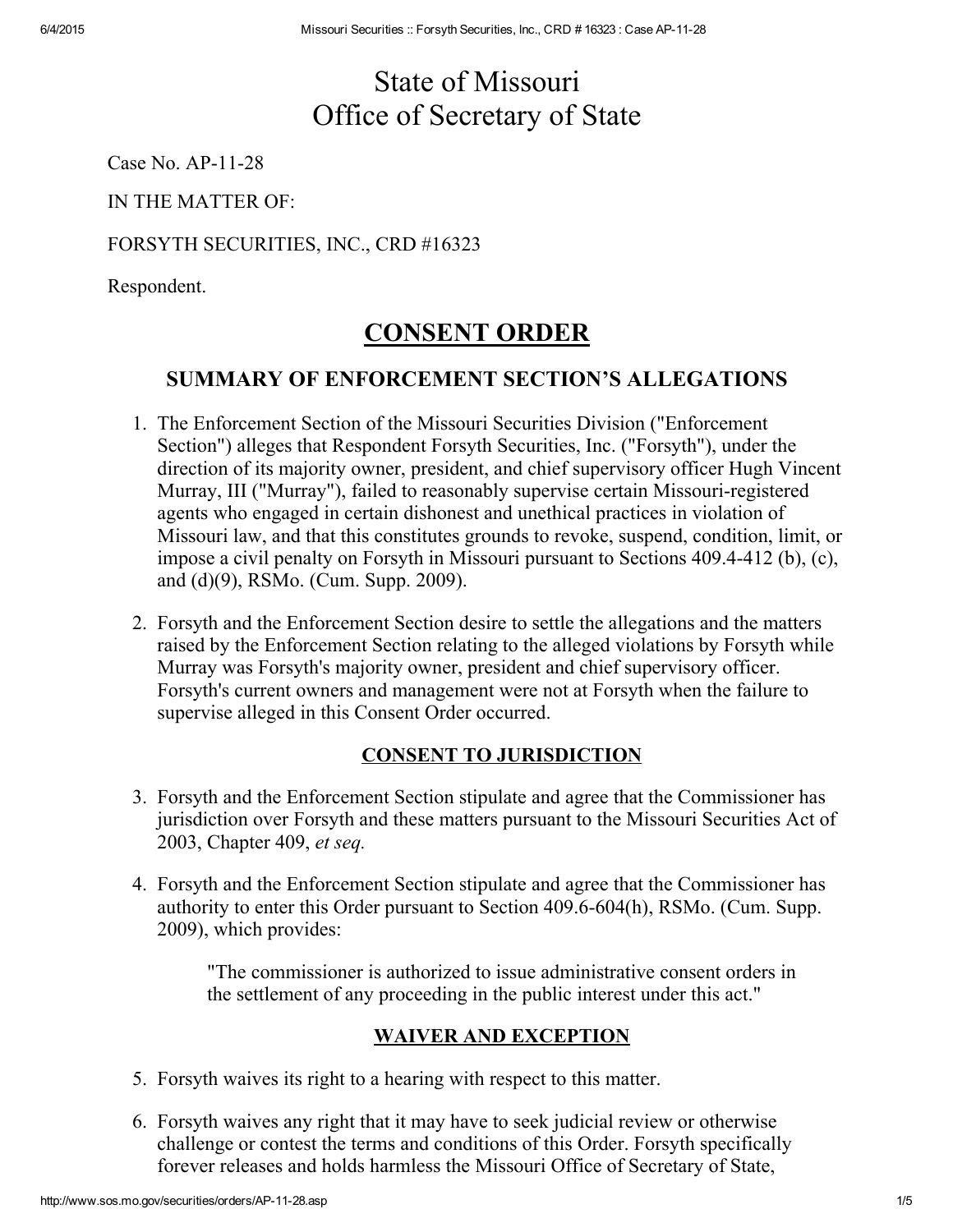# State of Missouri
# Office of Secretary of State

Case No. AP-11-28

IN THE MATTER OF:

FORSYTH SECURITIES, INC., CRD #16323

Respondent.

## CONSENT ORDER

### SUMMARY OF ENFORCEMENT SECTION'S ALLEGATIONS

1. The Enforcement Section of the Missouri Securities Division ("Enforcement Section") alleges that Respondent Forsyth Securities, Inc. ("Forsyth"), under the direction of its majority owner, president, and chief supervisory officer Hugh Vincent Murray, III ("Murray"), failed to reasonably supervise certain Missouri-registered agents who engaged in certain dishonest and unethical practices in violation of Missouri law, and that this constitutes grounds to revoke, suspend, condition, limit, or impose a civil penalty on Forsyth in Missouri pursuant to Sections 409.4-412 (b), (c), and (d)(9), RSMo. (Cum. Supp. 2009).
2. Forsyth and the Enforcement Section desire to settle the allegations and the matters raised by the Enforcement Section relating to the alleged violations by Forsyth while Murray was Forsyth's majority owner, president and chief supervisory officer. Forsyth's current owners and management were not at Forsyth when the failure to supervise alleged in this Consent Order occurred.

### CONSENT TO JURISDICTION

3. Forsyth and the Enforcement Section stipulate and agree that the Commissioner has jurisdiction over Forsyth and these matters pursuant to the Missouri Securities Act of 2003, Chapter 409, *et seq.*
4. Forsyth and the Enforcement Section stipulate and agree that the Commissioner has authority to enter this Order pursuant to Section 409.6-604(h), RSMo. (Cum. Supp. 2009), which provides:

   > "The commissioner is authorized to issue administrative consent orders in the settlement of any proceeding in the public interest under this act."

### WAIVER AND EXCEPTION

5. Forsyth waives its right to a hearing with respect to this matter.
6. Forsyth waives any right that it may have to seek judicial review or otherwise challenge or contest the terms and conditions of this Order. Forsyth specifically forever releases and holds harmless the Missouri Office of Secretary of State,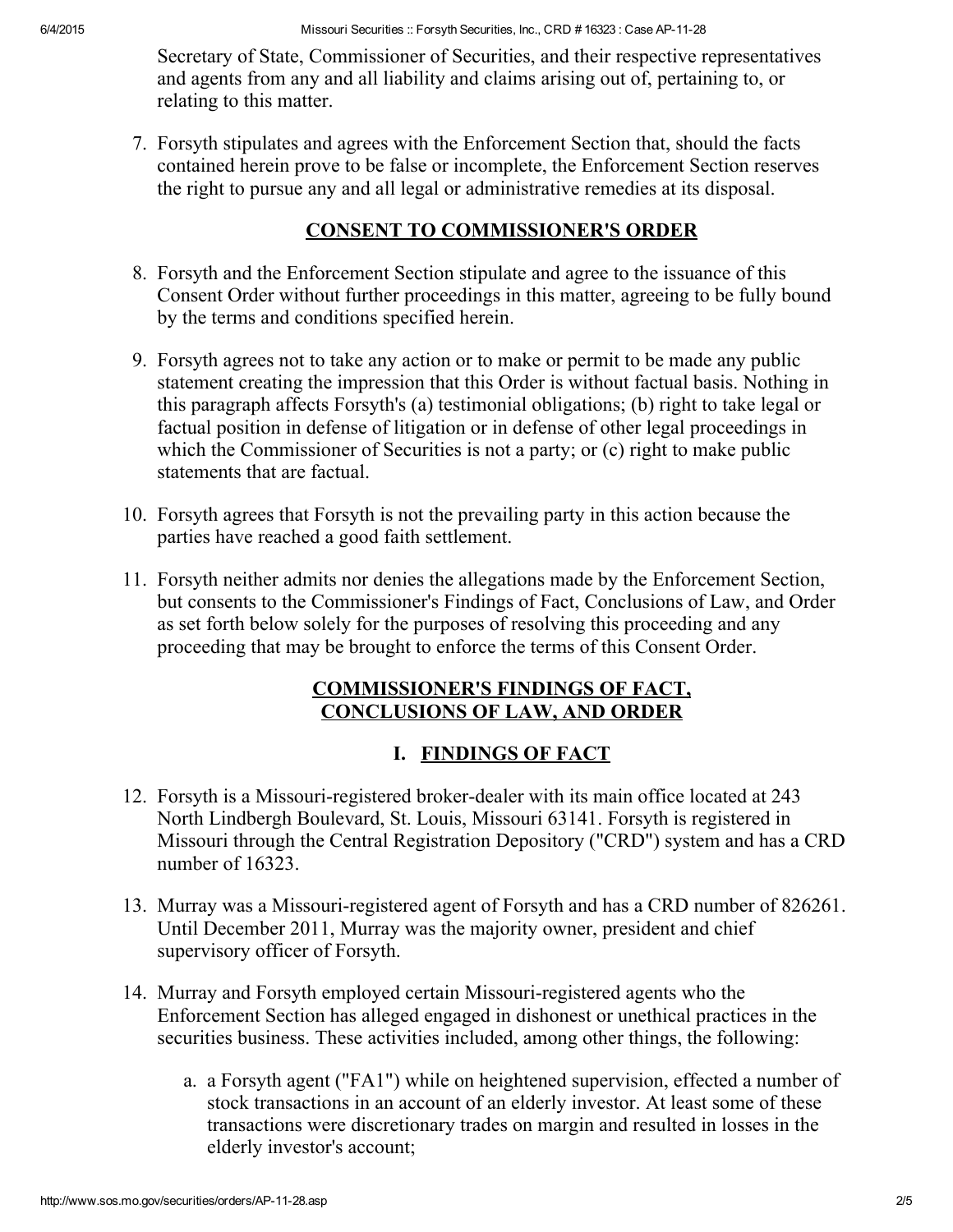Secretary of State, Commissioner of Securities, and their respective representatives and agents from any and all liability and claims arising out of, pertaining to, or relating to this matter.

7. Forsyth stipulates and agrees with the Enforcement Section that, should the facts contained herein prove to be false or incomplete, the Enforcement Section reserves the right to pursue any and all legal or administrative remedies at its disposal.

## CONSENT TO COMMISSIONER'S ORDER

8. Forsyth and the Enforcement Section stipulate and agree to the issuance of this Consent Order without further proceedings in this matter, agreeing to be fully bound by the terms and conditions specified herein.

9. Forsyth agrees not to take any action or to make or permit to be made any public statement creating the impression that this Order is without factual basis. Nothing in this paragraph affects Forsyth's (a) testimonial obligations; (b) right to take legal or factual position in defense of litigation or in defense of other legal proceedings in which the Commissioner of Securities is not a party; or (c) right to make public statements that are factual.

10. Forsyth agrees that Forsyth is not the prevailing party in this action because the parties have reached a good faith settlement.

11. Forsyth neither admits nor denies the allegations made by the Enforcement Section, but consents to the Commissioner's Findings of Fact, Conclusions of Law, and Order as set forth below solely for the purposes of resolving this proceeding and any proceeding that may be brought to enforce the terms of this Consent Order.

## COMMISSIONER'S FINDINGS OF FACT, CONCLUSIONS OF LAW, AND ORDER

### I. FINDINGS OF FACT

12. Forsyth is a Missouri-registered broker-dealer with its main office located at 243 North Lindbergh Boulevard, St. Louis, Missouri 63141. Forsyth is registered in Missouri through the Central Registration Depository ("CRD") system and has a CRD number of 16323.

13. Murray was a Missouri-registered agent of Forsyth and has a CRD number of 826261. Until December 2011, Murray was the majority owner, president and chief supervisory officer of Forsyth.

14. Murray and Forsyth employed certain Missouri-registered agents who the Enforcement Section has alleged engaged in dishonest or unethical practices in the securities business. These activities included, among other things, the following:

    a. a Forsyth agent ("FA1") while on heightened supervision, effected a number of stock transactions in an account of an elderly investor. At least some of these transactions were discretionary trades on margin and resulted in losses in the elderly investor's account;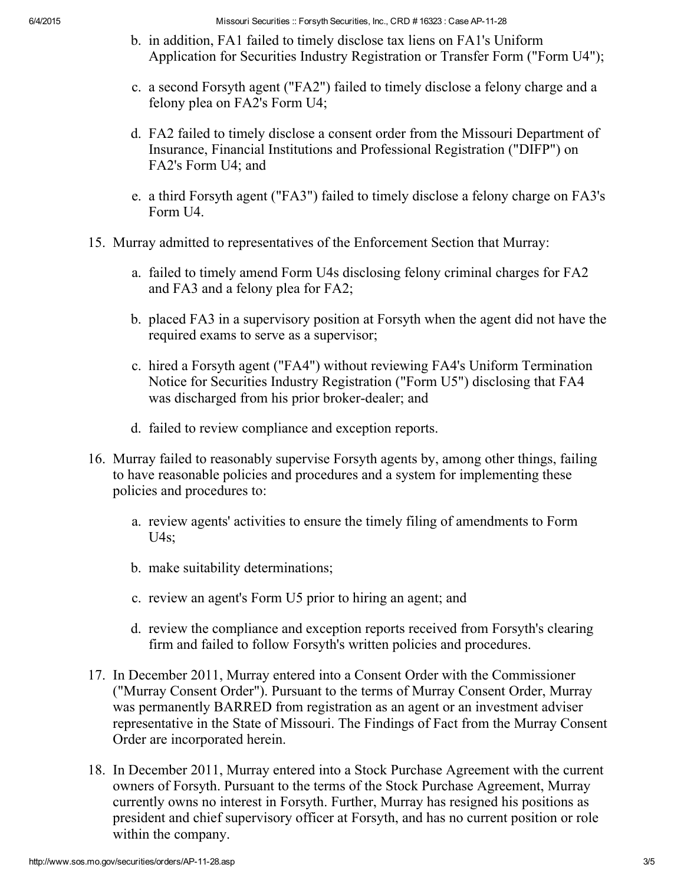b. in addition, FA1 failed to timely disclose tax liens on FA1's Uniform Application for Securities Industry Registration or Transfer Form ("Form U4");

c. a second Forsyth agent ("FA2") failed to timely disclose a felony charge and a felony plea on FA2's Form U4;

d. FA2 failed to timely disclose a consent order from the Missouri Department of Insurance, Financial Institutions and Professional Registration ("DIFP") on FA2's Form U4; and

e. a third Forsyth agent ("FA3") failed to timely disclose a felony charge on FA3's Form U4.

15. Murray admitted to representatives of the Enforcement Section that Murray:

    a. failed to timely amend Form U4s disclosing felony criminal charges for FA2 and FA3 and a felony plea for FA2;

    b. placed FA3 in a supervisory position at Forsyth when the agent did not have the required exams to serve as a supervisor;

    c. hired a Forsyth agent ("FA4") without reviewing FA4's Uniform Termination Notice for Securities Industry Registration ("Form U5") disclosing that FA4 was discharged from his prior broker-dealer; and

    d. failed to review compliance and exception reports.

16. Murray failed to reasonably supervise Forsyth agents by, among other things, failing to have reasonable policies and procedures and a system for implementing these policies and procedures to:

    a. review agents' activities to ensure the timely filing of amendments to Form U4s;

    b. make suitability determinations;

    c. review an agent's Form U5 prior to hiring an agent; and

    d. review the compliance and exception reports received from Forsyth's clearing firm and failed to follow Forsyth's written policies and procedures.

17. In December 2011, Murray entered into a Consent Order with the Commissioner ("Murray Consent Order"). Pursuant to the terms of Murray Consent Order, Murray was permanently BARRED from registration as an agent or an investment adviser representative in the State of Missouri. The Findings of Fact from the Murray Consent Order are incorporated herein.

18. In December 2011, Murray entered into a Stock Purchase Agreement with the current owners of Forsyth. Pursuant to the terms of the Stock Purchase Agreement, Murray currently owns no interest in Forsyth. Further, Murray has resigned his positions as president and chief supervisory officer at Forsyth, and has no current position or role within the company.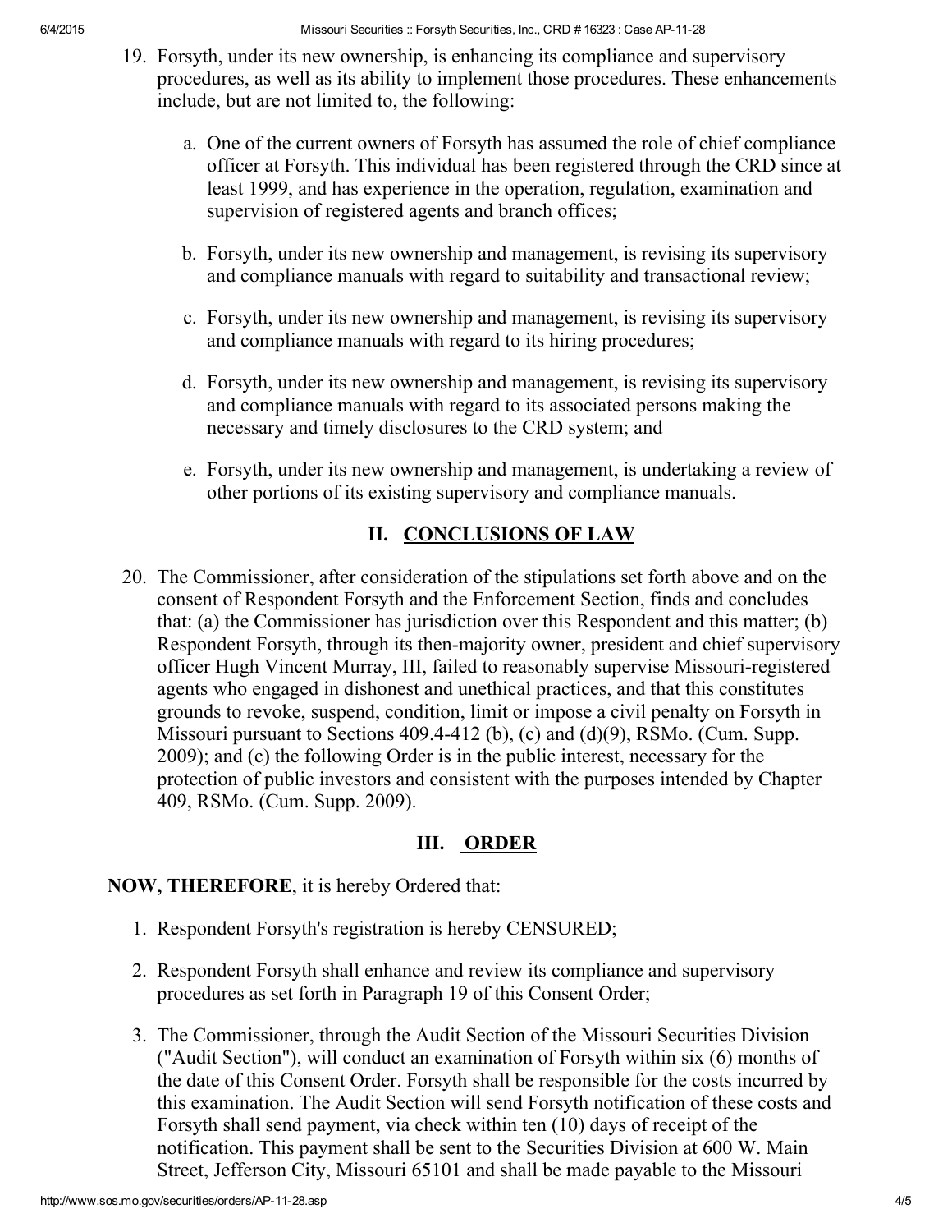19. Forsyth, under its new ownership, is enhancing its compliance and supervisory procedures, as well as its ability to implement those procedures. These enhancements include, but are not limited to, the following:

    a. One of the current owners of Forsyth has assumed the role of chief compliance officer at Forsyth. This individual has been registered through the CRD since at least 1999, and has experience in the operation, regulation, examination and supervision of registered agents and branch offices;

    b. Forsyth, under its new ownership and management, is revising its supervisory and compliance manuals with regard to suitability and transactional review;

    c. Forsyth, under its new ownership and management, is revising its supervisory and compliance manuals with regard to its hiring procedures;

    d. Forsyth, under its new ownership and management, is revising its supervisory and compliance manuals with regard to its associated persons making the necessary and timely disclosures to the CRD system; and

    e. Forsyth, under its new ownership and management, is undertaking a review of other portions of its existing supervisory and compliance manuals.

## II. CONCLUSIONS OF LAW

20. The Commissioner, after consideration of the stipulations set forth above and on the consent of Respondent Forsyth and the Enforcement Section, finds and concludes that: (a) the Commissioner has jurisdiction over this Respondent and this matter; (b) Respondent Forsyth, through its then-majority owner, president and chief supervisory officer Hugh Vincent Murray, III, failed to reasonably supervise Missouri-registered agents who engaged in dishonest and unethical practices, and that this constitutes grounds to revoke, suspend, condition, limit or impose a civil penalty on Forsyth in Missouri pursuant to Sections 409.4-412 (b), (c) and (d)(9), RSMo. (Cum. Supp. 2009); and (c) the following Order is in the public interest, necessary for the protection of public investors and consistent with the purposes intended by Chapter 409, RSMo. (Cum. Supp. 2009).

## III. ORDER

**NOW, THEREFORE**, it is hereby Ordered that:

1. Respondent Forsyth's registration is hereby CENSURED;

2. Respondent Forsyth shall enhance and review its compliance and supervisory procedures as set forth in Paragraph 19 of this Consent Order;

3. The Commissioner, through the Audit Section of the Missouri Securities Division ("Audit Section"), will conduct an examination of Forsyth within six (6) months of the date of this Consent Order. Forsyth shall be responsible for the costs incurred by this examination. The Audit Section will send Forsyth notification of these costs and Forsyth shall send payment, via check within ten (10) days of receipt of the notification. This payment shall be sent to the Securities Division at 600 W. Main Street, Jefferson City, Missouri 65101 and shall be made payable to the Missouri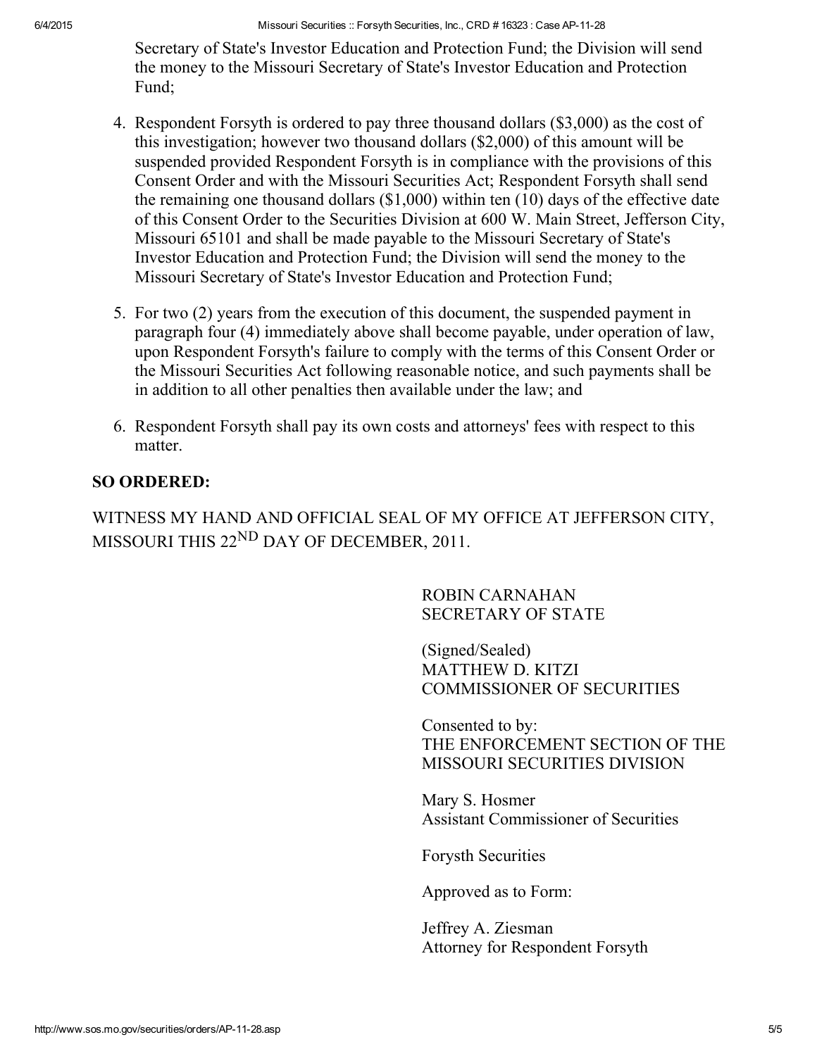Secretary of State's Investor Education and Protection Fund; the Division will send the money to the Missouri Secretary of State's Investor Education and Protection Fund;

4. Respondent Forsyth is ordered to pay three thousand dollars ($3,000) as the cost of this investigation; however two thousand dollars ($2,000) of this amount will be suspended provided Respondent Forsyth is in compliance with the provisions of this Consent Order and with the Missouri Securities Act; Respondent Forsyth shall send the remaining one thousand dollars ($1,000) within ten (10) days of the effective date of this Consent Order to the Securities Division at 600 W. Main Street, Jefferson City, Missouri 65101 and shall be made payable to the Missouri Secretary of State's Investor Education and Protection Fund; the Division will send the money to the Missouri Secretary of State's Investor Education and Protection Fund;

5. For two (2) years from the execution of this document, the suspended payment in paragraph four (4) immediately above shall become payable, under operation of law, upon Respondent Forsyth's failure to comply with the terms of this Consent Order or the Missouri Securities Act following reasonable notice, and such payments shall be in addition to all other penalties then available under the law; and

6. Respondent Forsyth shall pay its own costs and attorneys' fees with respect to this matter.

**SO ORDERED:**

WITNESS MY HAND AND OFFICIAL SEAL OF MY OFFICE AT JEFFERSON CITY, MISSOURI THIS 22ND DAY OF DECEMBER, 2011.

ROBIN CARNAHAN
SECRETARY OF STATE

(Signed/Sealed)
MATTHEW D. KITZI
COMMISSIONER OF SECURITIES

Consented to by:
THE ENFORCEMENT SECTION OF THE MISSOURI SECURITIES DIVISION

Mary S. Hosmer
Assistant Commissioner of Securities

Forysth Securities

Approved as to Form:

Jeffrey A. Ziesman
Attorney for Respondent Forsyth